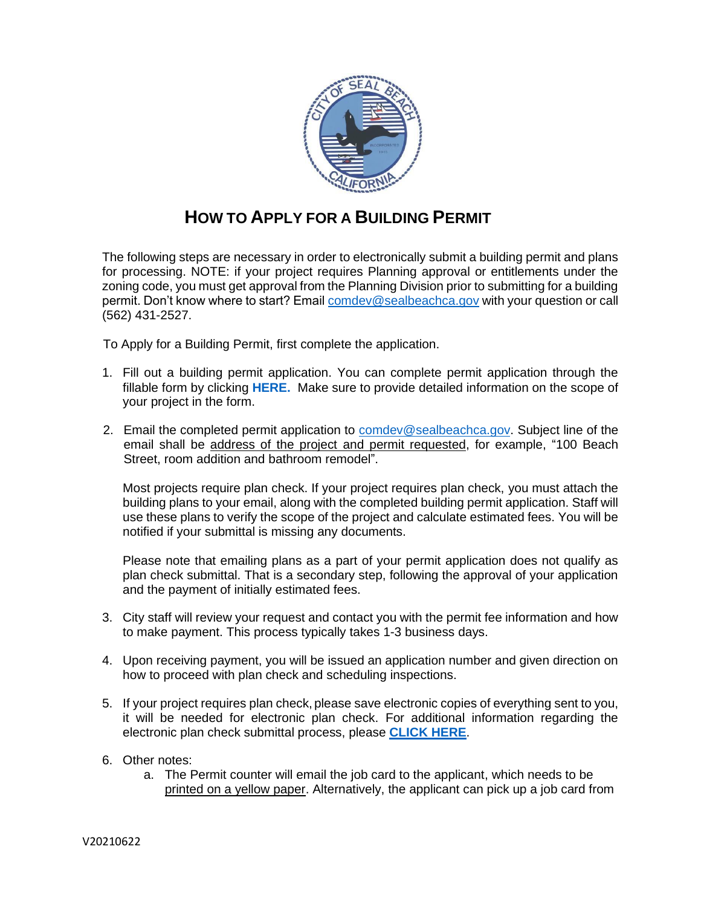# HOW TO APPLY FOR A BUILDING PERMIT

The following steps are necessary in order to electronically submit a building permit and plans for processing. NOTE: if your project requires Planning approval or entitlements under the zoning code, you must get approval from the Planning Division prior to submitting for a building permit. Don't know where to start? Email comdev@sealbeachca.gov with your question or call (562) 431-2527.

To Apply for a Building Permit, first complete the application.

1. Fill out a building permit application. You can complete permit application through the fillable form by clicking **HERE.** Make sure to provide detailed information on the scope of your project in the form.

2. Email the completed permit application to comdev@sealbeachca.gov. Subject line of the email shall be address of the project and permit requested, for example, "100 Beach Street, room addition and bathroom remodel".

   Most projects require plan check. If your project requires plan check, you must attach the building plans to your email, along with the completed building permit application. Staff will use these plans to verify the scope of the project and calculate estimated fees. You will be notified if your submittal is missing any documents.

   Please note that emailing plans as a part of your permit application does not qualify as plan check submittal. That is a secondary step, following the approval of your application and the payment of initially estimated fees.

3. City staff will review your request and contact you with the permit fee information and how to make payment. This process typically takes 1-3 business days.

4. Upon receiving payment, you will be issued an application number and given direction on how to proceed with plan check and scheduling inspections.

5. If your project requires plan check, please save electronic copies of everything sent to you, it will be needed for electronic plan check. For additional information regarding the electronic plan check submittal process, please **CLICK HERE**.

6. Other notes:
   a. The Permit counter will email the job card to the applicant, which needs to be printed on a yellow paper. Alternatively, the applicant can pick up a job card from

V20210622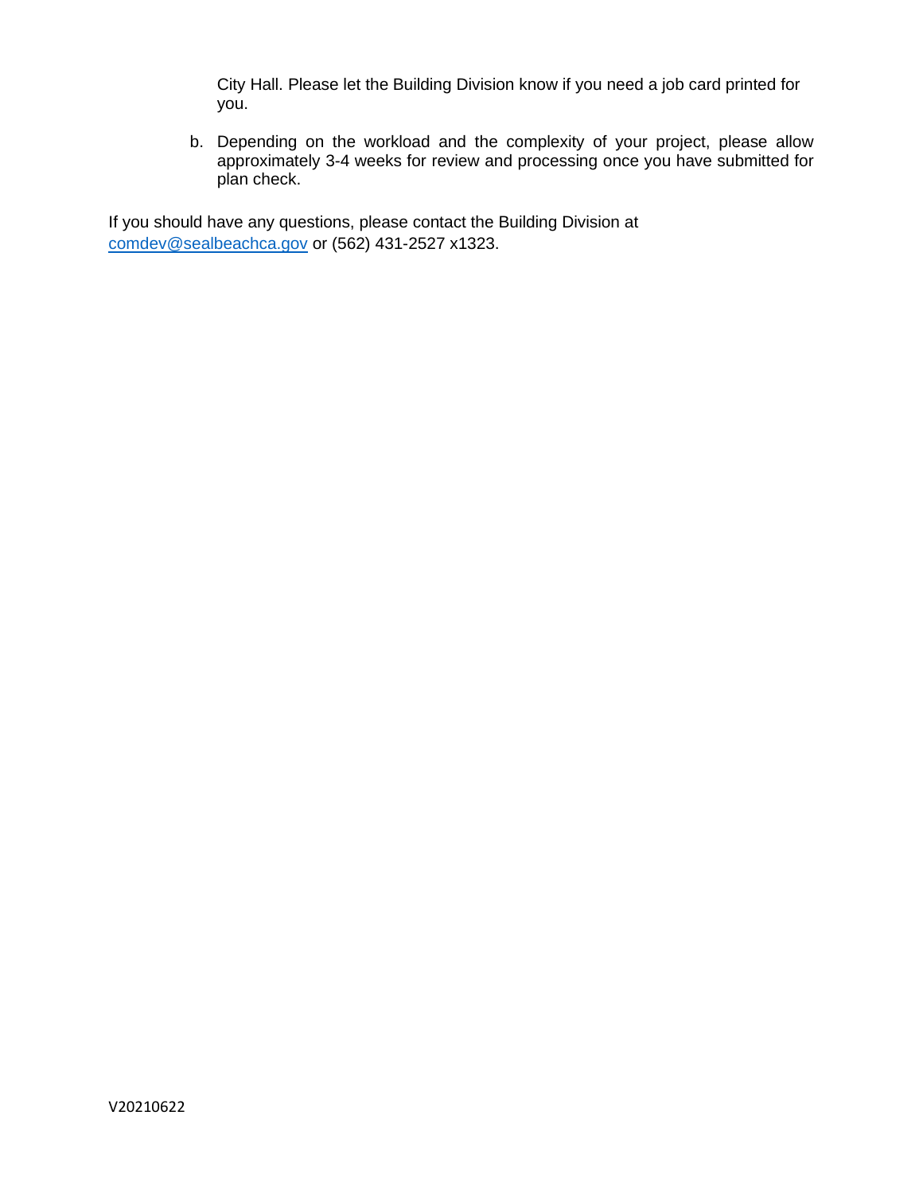City Hall. Please let the Building Division know if you need a job card printed for you.

b. Depending on the workload and the complexity of your project, please allow approximately 3-4 weeks for review and processing once you have submitted for plan check.

If you should have any questions, please contact the Building Division at comdev@sealbeachca.gov or (562) 431-2527 x1323.

V20210622